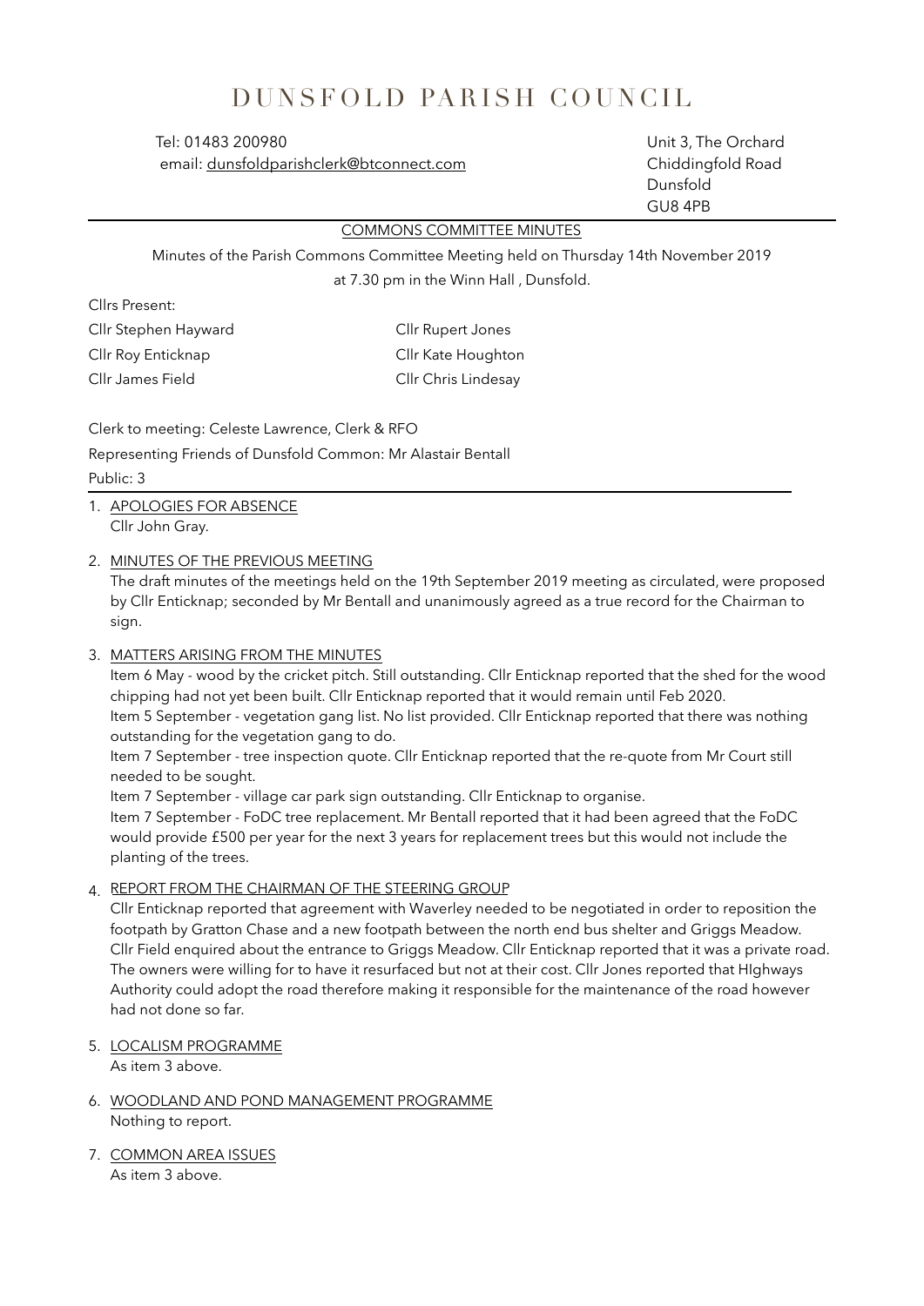# DUNSFOLD PARISH COUNCIL

Tel: 01483 200980
email: dunsfoldparishclerk@btconnect.com

Unit 3, The Orchard
Chiddingfold Road
Dunsfold
GU8 4PB

## COMMONS COMMITTEE MINUTES

Minutes of the Parish Commons Committee Meeting held on Thursday 14th November 2019 at 7.30 pm in the Winn Hall , Dunsfold.

Cllrs Present:

| | |
|---|---|
| Cllr Stephen Hayward | Cllr Rupert Jones |
| Cllr Roy Enticknap | Cllr Kate Houghton |
| Cllr James Field | Cllr Chris Lindesay |

Clerk to meeting: Celeste Lawrence, Clerk & RFO

Representing Friends of Dunsfold Common: Mr Alastair Bentall

Public: 3

1. APOLOGIES FOR ABSENCE
   Cllr John Gray.

2. MINUTES OF THE PREVIOUS MEETING
   The draft minutes of the meetings held on the 19th September 2019 meeting as circulated, were proposed by Cllr Enticknap; seconded by Mr Bentall and unanimously agreed as a true record for the Chairman to sign.

3. MATTERS ARISING FROM THE MINUTES
   Item 6 May - wood by the cricket pitch. Still outstanding. Cllr Enticknap reported that the shed for the wood chipping had not yet been built. Cllr Enticknap reported that it would remain until Feb 2020.
   Item 5 September - vegetation gang list. No list provided. Cllr Enticknap reported that there was nothing outstanding for the vegetation gang to do.
   Item 7 September - tree inspection quote. Cllr Enticknap reported that the re-quote from Mr Court still needed to be sought.
   Item 7 September - village car park sign outstanding. Cllr Enticknap to organise.
   Item 7 September - FoDC tree replacement. Mr Bentall reported that it had been agreed that the FoDC would provide £500 per year for the next 3 years for replacement trees but this would not include the planting of the trees.

4. REPORT FROM THE CHAIRMAN OF THE STEERING GROUP
   Cllr Enticknap reported that agreement with Waverley needed to be negotiated in order to reposition the footpath by Gratton Chase and a new footpath between the north end bus shelter and Griggs Meadow. Cllr Field enquired about the entrance to Griggs Meadow. Cllr Enticknap reported that it was a private road. The owners were willing for to have it resurfaced but not at their cost. Cllr Jones reported that HIghways Authority could adopt the road therefore making it responsible for the maintenance of the road however had not done so far.

5. LOCALISM PROGRAMME
   As item 3 above.

6. WOODLAND AND POND MANAGEMENT PROGRAMME
   Nothing to report.

7. COMMON AREA ISSUES
   As item 3 above.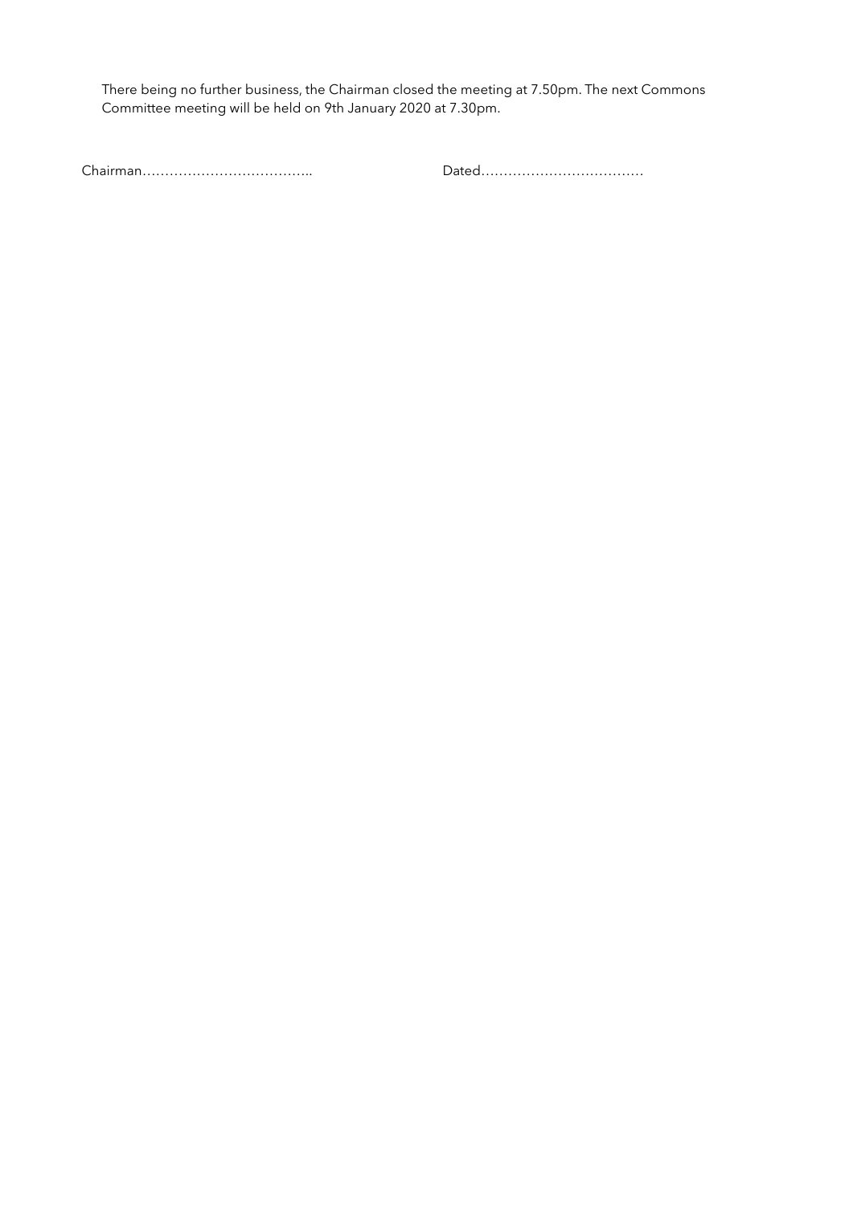There being no further business, the Chairman closed the meeting at 7.50pm. The next Commons Committee meeting will be held on 9th January 2020 at 7.30pm.

Chairman……………………………….. Dated………………………………